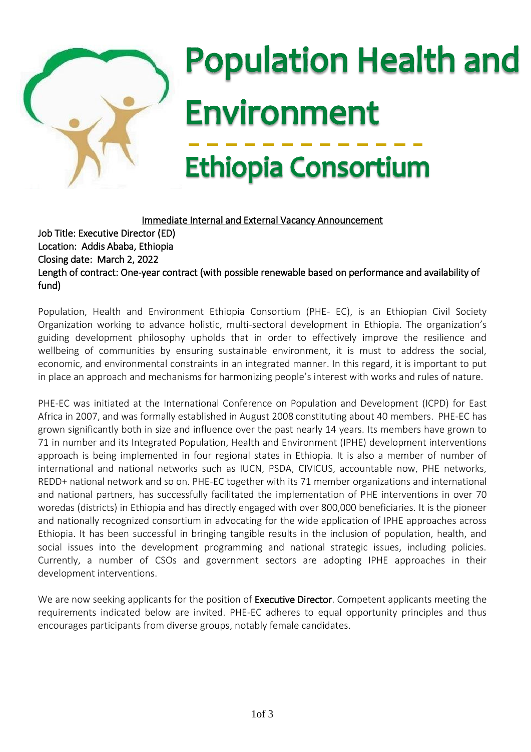# Population Health and Environment Ethiopia Consortium

Immediate Internal and External Vacancy Announcement

Job Title: Executive Director (ED)
Location: Addis Ababa, Ethiopia
Closing date: March 2, 2022
Length of contract: One-year contract (with possible renewable based on performance and availability of fund)

Population, Health and Environment Ethiopia Consortium (PHE- EC), is an Ethiopian Civil Society Organization working to advance holistic, multi-sectoral development in Ethiopia. The organization's guiding development philosophy upholds that in order to effectively improve the resilience and wellbeing of communities by ensuring sustainable environment, it is must to address the social, economic, and environmental constraints in an integrated manner. In this regard, it is important to put in place an approach and mechanisms for harmonizing people's interest with works and rules of nature.

PHE-EC was initiated at the International Conference on Population and Development (ICPD) for East Africa in 2007, and was formally established in August 2008 constituting about 40 members. PHE-EC has grown significantly both in size and influence over the past nearly 14 years. Its members have grown to 71 in number and its Integrated Population, Health and Environment (IPHE) development interventions approach is being implemented in four regional states in Ethiopia. It is also a member of number of international and national networks such as IUCN, PSDA, CIVICUS, accountable now, PHE networks, REDD+ national network and so on. PHE-EC together with its 71 member organizations and international and national partners, has successfully facilitated the implementation of PHE interventions in over 70 woredas (districts) in Ethiopia and has directly engaged with over 800,000 beneficiaries. It is the pioneer and nationally recognized consortium in advocating for the wide application of IPHE approaches across Ethiopia. It has been successful in bringing tangible results in the inclusion of population, health, and social issues into the development programming and national strategic issues, including policies. Currently, a number of CSOs and government sectors are adopting IPHE approaches in their development interventions.

We are now seeking applicants for the position of **Executive Director**. Competent applicants meeting the requirements indicated below are invited. PHE-EC adheres to equal opportunity principles and thus encourages participants from diverse groups, notably female candidates.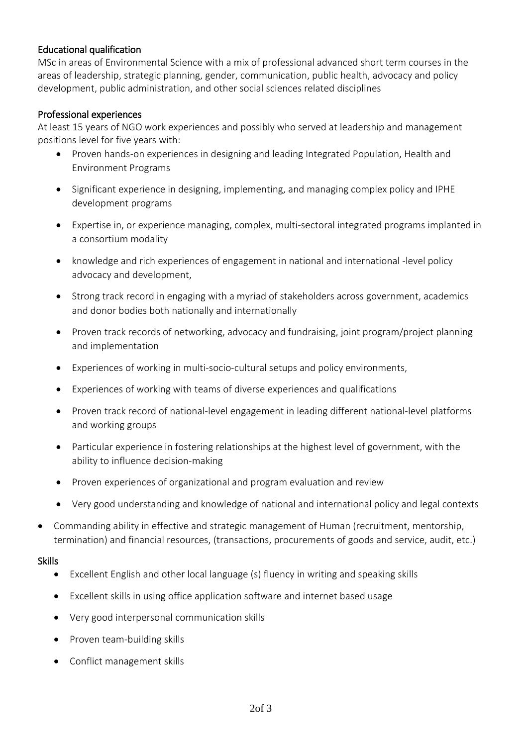## Educational qualification

MSc in areas of Environmental Science with a mix of professional advanced short term courses in the areas of leadership, strategic planning, gender, communication, public health, advocacy and policy development, public administration, and other social sciences related disciplines

## Professional experiences

At least 15 years of NGO work experiences and possibly who served at leadership and management positions level for five years with:

- Proven hands-on experiences in designing and leading Integrated Population, Health and Environment Programs
- Significant experience in designing, implementing, and managing complex policy and IPHE development programs
- Expertise in, or experience managing, complex, multi-sectoral integrated programs implanted in a consortium modality
- knowledge and rich experiences of engagement in national and international -level policy advocacy and development,
- Strong track record in engaging with a myriad of stakeholders across government, academics and donor bodies both nationally and internationally
- Proven track records of networking, advocacy and fundraising, joint program/project planning and implementation
- Experiences of working in multi-socio-cultural setups and policy environments,
- Experiences of working with teams of diverse experiences and qualifications
- Proven track record of national-level engagement in leading different national-level platforms and working groups
- Particular experience in fostering relationships at the highest level of government, with the ability to influence decision-making
- Proven experiences of organizational and program evaluation and review
- Very good understanding and knowledge of national and international policy and legal contexts

- Commanding ability in effective and strategic management of Human (recruitment, mentorship, termination) and financial resources, (transactions, procurements of goods and service, audit, etc.)

## Skills

- Excellent English and other local language (s) fluency in writing and speaking skills
- Excellent skills in using office application software and internet based usage
- Very good interpersonal communication skills
- Proven team-building skills
- Conflict management skills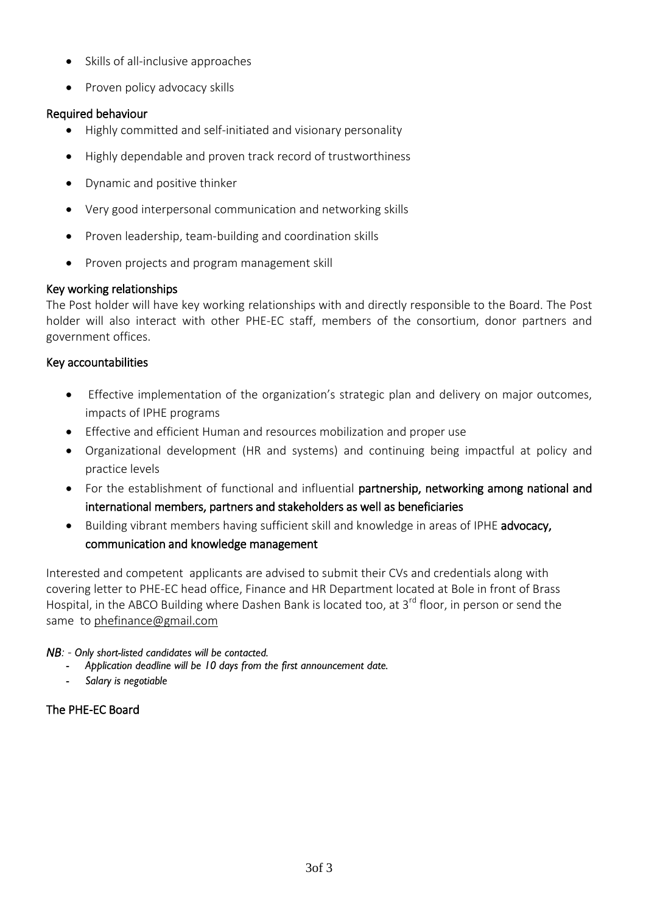- Skills of all-inclusive approaches
- Proven policy advocacy skills

## Required behaviour

- Highly committed and self-initiated and visionary personality
- Highly dependable and proven track record of trustworthiness
- Dynamic and positive thinker
- Very good interpersonal communication and networking skills
- Proven leadership, team-building and coordination skills
- Proven projects and program management skill

## Key working relationships

The Post holder will have key working relationships with and directly responsible to the Board. The Post holder will also interact with other PHE-EC staff, members of the consortium, donor partners and government offices.

## Key accountabilities

- Effective implementation of the organization's strategic plan and delivery on major outcomes, impacts of IPHE programs
- Effective and efficient Human and resources mobilization and proper use
- Organizational development (HR and systems) and continuing being impactful at policy and practice levels
- For the establishment of functional and influential **partnership, networking among national and international members, partners and stakeholders as well as beneficiaries**
- Building vibrant members having sufficient skill and knowledge in areas of IPHE **advocacy, communication and knowledge management**

Interested and competent applicants are advised to submit their CVs and credentials along with covering letter to PHE-EC head office, Finance and HR Department located at Bole in front of Brass Hospital, in the ABCO Building where Dashen Bank is located too, at 3rd floor, in person or send the same to phefinance@gmail.com

***NB**: - Only short-listed candidates will be contacted.*

- *Application deadline will be 10 days from the first announcement date.*
- *Salary is negotiable*

The PHE-EC Board